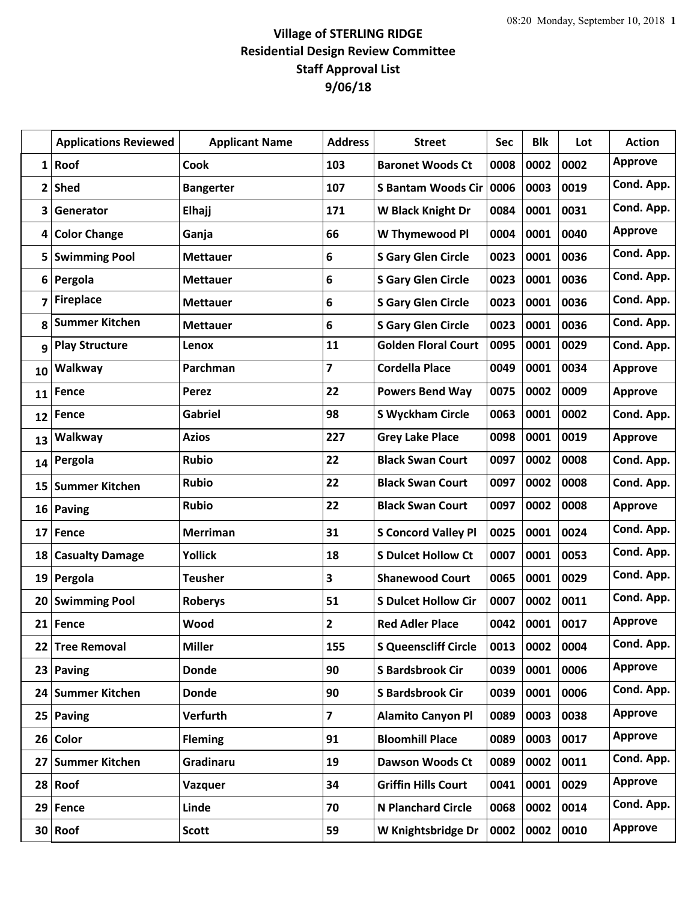# Village of STERLING RIDGE
## Residential Design Review Committee
## Staff Approval List
## 9/06/18

| | Applications Reviewed | Applicant Name | Address | Street | Sec | Blk | Lot | Action |
|---|---|---|---|---|---|---|---|---|
| 1 | Roof | Cook | 103 | Baronet Woods Ct | 0008 | 0002 | 0002 | Approve |
| 2 | Shed | Bangerter | 107 | S Bantam Woods Cir | 0006 | 0003 | 0019 | Cond. App. |
| 3 | Generator | Elhajj | 171 | W Black Knight Dr | 0084 | 0001 | 0031 | Cond. App. |
| 4 | Color Change | Ganja | 66 | W Thymewood Pl | 0004 | 0001 | 0040 | Approve |
| 5 | Swimming Pool | Mettauer | 6 | S Gary Glen Circle | 0023 | 0001 | 0036 | Cond. App. |
| 6 | Pergola | Mettauer | 6 | S Gary Glen Circle | 0023 | 0001 | 0036 | Cond. App. |
| 7 | Fireplace | Mettauer | 6 | S Gary Glen Circle | 0023 | 0001 | 0036 | Cond. App. |
| 8 | Summer Kitchen | Mettauer | 6 | S Gary Glen Circle | 0023 | 0001 | 0036 | Cond. App. |
| 9 | Play Structure | Lenox | 11 | Golden Floral Court | 0095 | 0001 | 0029 | Cond. App. |
| 10 | Walkway | Parchman | 7 | Cordella Place | 0049 | 0001 | 0034 | Approve |
| 11 | Fence | Perez | 22 | Powers Bend Way | 0075 | 0002 | 0009 | Approve |
| 12 | Fence | Gabriel | 98 | S Wyckham Circle | 0063 | 0001 | 0002 | Cond. App. |
| 13 | Walkway | Azios | 227 | Grey Lake Place | 0098 | 0001 | 0019 | Approve |
| 14 | Pergola | Rubio | 22 | Black Swan Court | 0097 | 0002 | 0008 | Cond. App. |
| 15 | Summer Kitchen | Rubio | 22 | Black Swan Court | 0097 | 0002 | 0008 | Cond. App. |
| 16 | Paving | Rubio | 22 | Black Swan Court | 0097 | 0002 | 0008 | Approve |
| 17 | Fence | Merriman | 31 | S Concord Valley Pl | 0025 | 0001 | 0024 | Cond. App. |
| 18 | Casualty Damage | Yollick | 18 | S Dulcet Hollow Ct | 0007 | 0001 | 0053 | Cond. App. |
| 19 | Pergola | Teusher | 3 | Shanewood Court | 0065 | 0001 | 0029 | Cond. App. |
| 20 | Swimming Pool | Roberys | 51 | S Dulcet Hollow Cir | 0007 | 0002 | 0011 | Cond. App. |
| 21 | Fence | Wood | 2 | Red Adler Place | 0042 | 0001 | 0017 | Approve |
| 22 | Tree Removal | Miller | 155 | S Queenscliff Circle | 0013 | 0002 | 0004 | Cond. App. |
| 23 | Paving | Donde | 90 | S Bardsbrook Cir | 0039 | 0001 | 0006 | Approve |
| 24 | Summer Kitchen | Donde | 90 | S Bardsbrook Cir | 0039 | 0001 | 0006 | Cond. App. |
| 25 | Paving | Verfurth | 7 | Alamito Canyon Pl | 0089 | 0003 | 0038 | Approve |
| 26 | Color | Fleming | 91 | Bloomhill Place | 0089 | 0003 | 0017 | Approve |
| 27 | Summer Kitchen | Gradinaru | 19 | Dawson Woods Ct | 0089 | 0002 | 0011 | Cond. App. |
| 28 | Roof | Vazquer | 34 | Griffin Hills Court | 0041 | 0001 | 0029 | Approve |
| 29 | Fence | Linde | 70 | N Planchard Circle | 0068 | 0002 | 0014 | Cond. App. |
| 30 | Roof | Scott | 59 | W Knightsbridge Dr | 0002 | 0002 | 0010 | Approve |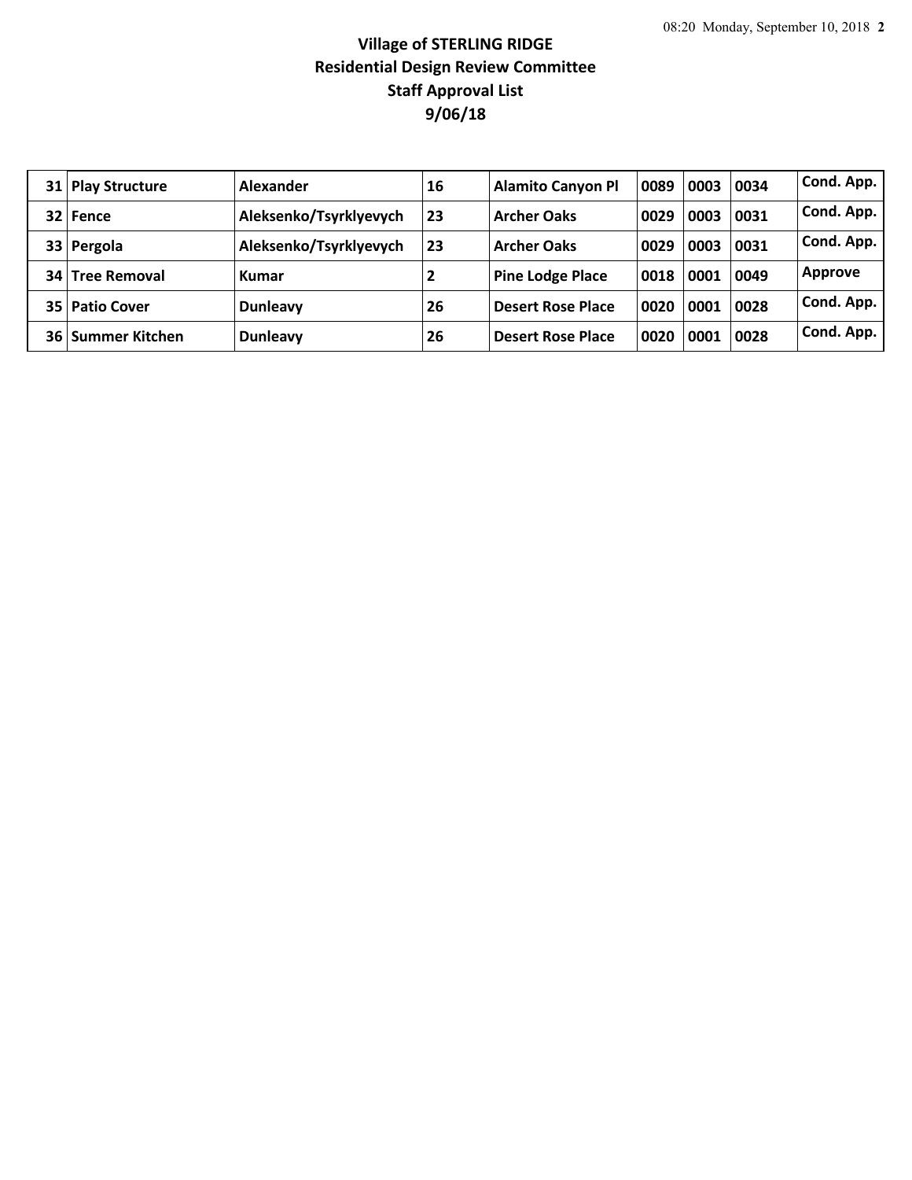**Village of STERLING RIDGE**
**Residential Design Review Committee**
**Staff Approval List**
**9/06/18**

| | | | | | | | | |
|---|---|---|---|---|---|---|---|---|
| 31 | Play Structure | Alexander | 16 | Alamito Canyon Pl | 0089 | 0003 | 0034 | Cond. App. |
| 32 | Fence | Aleksenko/Tsyrklyevych | 23 | Archer Oaks | 0029 | 0003 | 0031 | Cond. App. |
| 33 | Pergola | Aleksenko/Tsyrklyevych | 23 | Archer Oaks | 0029 | 0003 | 0031 | Cond. App. |
| 34 | Tree Removal | Kumar | 2 | Pine Lodge Place | 0018 | 0001 | 0049 | Approve |
| 35 | Patio Cover | Dunleavy | 26 | Desert Rose Place | 0020 | 0001 | 0028 | Cond. App. |
| 36 | Summer Kitchen | Dunleavy | 26 | Desert Rose Place | 0020 | 0001 | 0028 | Cond. App. |